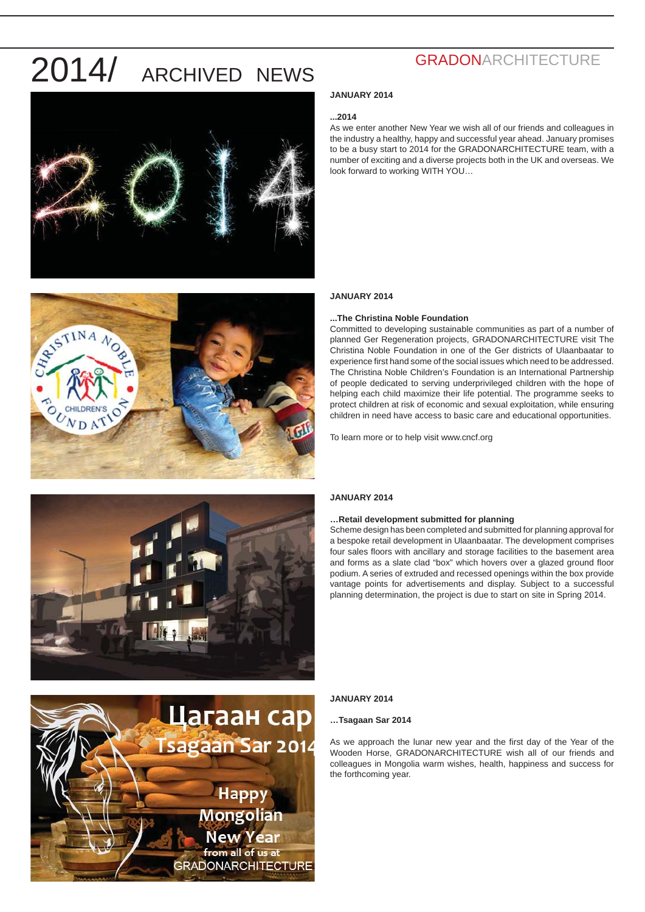# 2014/ ARCHIVED NEWS

GRADONARCHITECTURE

**JANUARY 2014**

**...2014**

As we enter another New Year we wish all of our friends and colleagues in the industry a healthy, happy and successful year ahead. January promises to be a busy start to 2014 for the GRADONARCHITECTURE team, with a number of exciting and a diverse projects both in the UK and overseas. We look forward to working WITH YOU…

**JANUARY 2014**

**...The Christina Noble Foundation**

Committed to developing sustainable communities as part of a number of planned Ger Regeneration projects, GRADONARCHITECTURE visit The Christina Noble Foundation in one of the Ger districts of Ulaanbaatar to experience first hand some of the social issues which need to be addressed. The Christina Noble Children's Foundation is an International Partnership of people dedicated to serving underprivileged children with the hope of helping each child maximize their life potential. The programme seeks to protect children at risk of economic and sexual exploitation, while ensuring children in need have access to basic care and educational opportunities.

To learn more or to help visit www.cncf.org

**JANUARY 2014**

**…Retail development submitted for planning**

Scheme design has been completed and submitted for planning approval for a bespoke retail development in Ulaanbaatar. The development comprises four sales floors with ancillary and storage facilities to the basement area and forms as a slate clad "box" which hovers over a glazed ground floor podium. A series of extruded and recessed openings within the box provide vantage points for advertisements and display. Subject to a successful planning determination, the project is due to start on site in Spring 2014.

**JANUARY 2014**

**…Tsagaan Sar 2014**

As we approach the lunar new year and the first day of the Year of the Wooden Horse, GRADONARCHITECTURE wish all of our friends and colleagues in Mongolia warm wishes, health, happiness and success for the forthcoming year.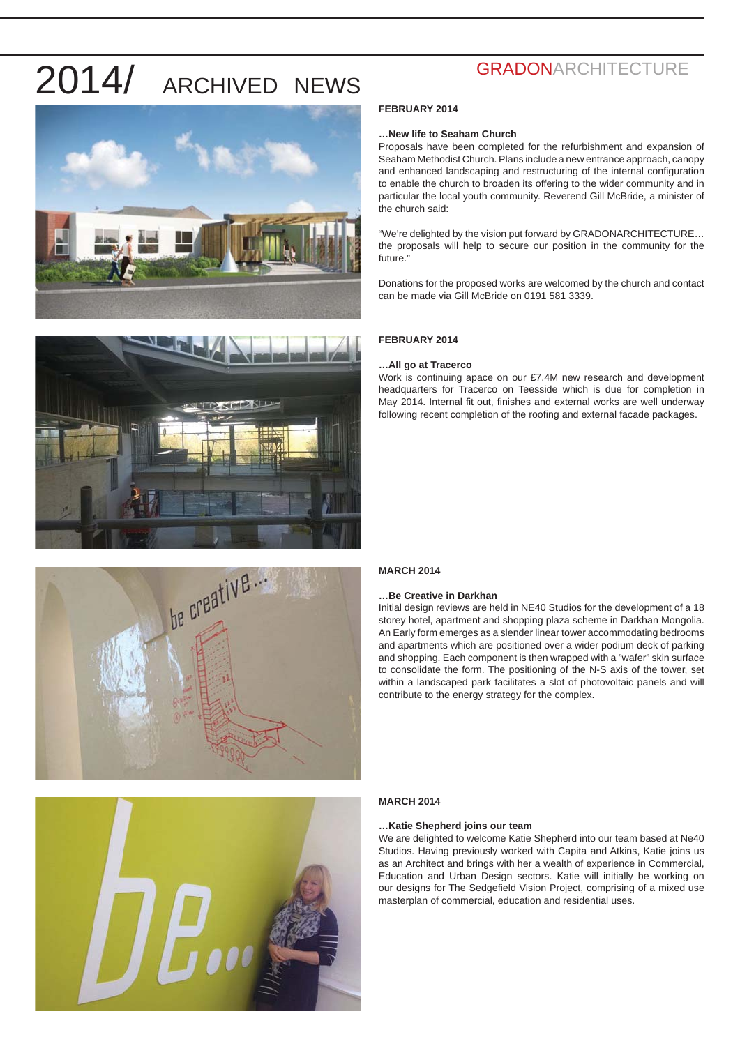# 2014/ ARCHIVED NEWS

GRADONARCHITECTURE

**FEBRUARY 2014**

**…New life to Seaham Church**

Proposals have been completed for the refurbishment and expansion of Seaham Methodist Church. Plans include a new entrance approach, canopy and enhanced landscaping and restructuring of the internal configuration to enable the church to broaden its offering to the wider community and in particular the local youth community. Reverend Gill McBride, a minister of the church said:

"We're delighted by the vision put forward by GRADONARCHITECTURE… the proposals will help to secure our position in the community for the future."

Donations for the proposed works are welcomed by the church and contact can be made via Gill McBride on 0191 581 3339.

**FEBRUARY 2014**

**…All go at Tracerco**

Work is continuing apace on our £7.4M new research and development headquarters for Tracerco on Teesside which is due for completion in May 2014. Internal fit out, finishes and external works are well underway following recent completion of the roofing and external facade packages.

**MARCH 2014**

**…Be Creative in Darkhan**

Initial design reviews are held in NE40 Studios for the development of a 18 storey hotel, apartment and shopping plaza scheme in Darkhan Mongolia. An Early form emerges as a slender linear tower accommodating bedrooms and apartments which are positioned over a wider podium deck of parking and shopping. Each component is then wrapped with a "wafer" skin surface to consolidate the form. The positioning of the N-S axis of the tower, set within a landscaped park facilitates a slot of photovoltaic panels and will contribute to the energy strategy for the complex.

**MARCH 2014**

**…Katie Shepherd joins our team**

We are delighted to welcome Katie Shepherd into our team based at Ne40 Studios. Having previously worked with Capita and Atkins, Katie joins us as an Architect and brings with her a wealth of experience in Commercial, Education and Urban Design sectors. Katie will initially be working on our designs for The Sedgefield Vision Project, comprising of a mixed use masterplan of commercial, education and residential uses.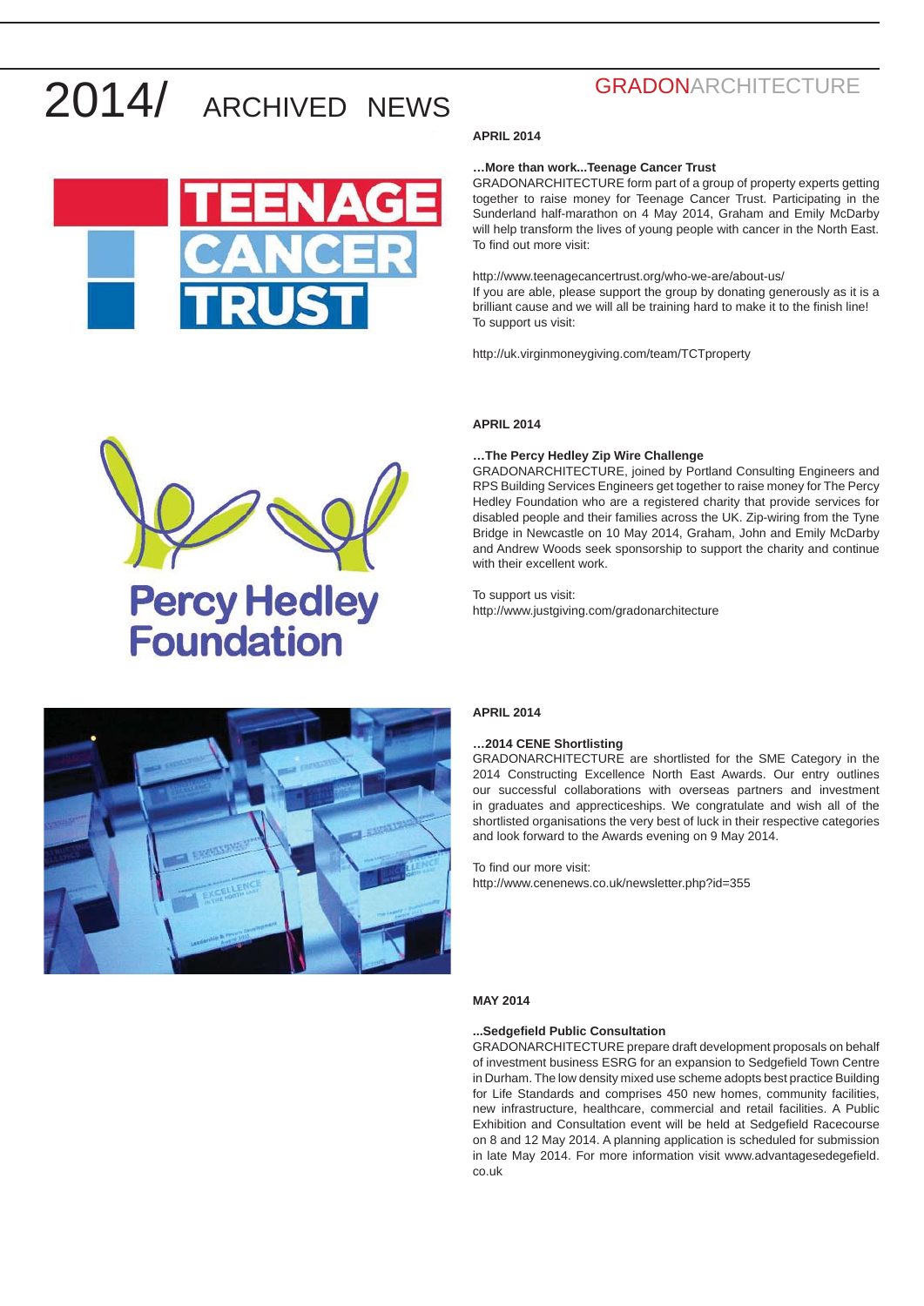# 2014/ ARCHIVED NEWS

GRADONARCHITECTURE

**APRIL 2014**

**…More than work...Teenage Cancer Trust**

GRADONARCHITECTURE form part of a group of property experts getting together to raise money for Teenage Cancer Trust. Participating in the Sunderland half-marathon on 4 May 2014, Graham and Emily McDarby will help transform the lives of young people with cancer in the North East. To find out more visit:

http://www.teenagecancertrust.org/who-we-are/about-us/

If you are able, please support the group by donating generously as it is a brilliant cause and we will all be training hard to make it to the finish line! To support us visit:

http://uk.virginmoneygiving.com/team/TCTproperty

**APRIL 2014**

**…The Percy Hedley Zip Wire Challenge**

GRADONARCHITECTURE, joined by Portland Consulting Engineers and RPS Building Services Engineers get together to raise money for The Percy Hedley Foundation who are a registered charity that provide services for disabled people and their families across the UK. Zip-wiring from the Tyne Bridge in Newcastle on 10 May 2014, Graham, John and Emily McDarby and Andrew Woods seek sponsorship to support the charity and continue with their excellent work.

To support us visit:
http://www.justgiving.com/gradonarchitecture

**APRIL 2014**

**…2014 CENE Shortlisting**

GRADONARCHITECTURE are shortlisted for the SME Category in the 2014 Constructing Excellence North East Awards. Our entry outlines our successful collaborations with overseas partners and investment in graduates and apprecticeships. We congratulate and wish all of the shortlisted organisations the very best of luck in their respective categories and look forward to the Awards evening on 9 May 2014.

To find our more visit:
http://www.cenenews.co.uk/newsletter.php?id=355

**MAY 2014**

**...Sedgefield Public Consultation**

GRADONARCHITECTURE prepare draft development proposals on behalf of investment business ESRG for an expansion to Sedgefield Town Centre in Durham. The low density mixed use scheme adopts best practice Building for Life Standards and comprises 450 new homes, community facilities, new infrastructure, healthcare, commercial and retail facilities. A Public Exhibition and Consultation event will be held at Sedgefield Racecourse on 8 and 12 May 2014. A planning application is scheduled for submission in late May 2014. For more information visit www.advantagesedegefield.co.uk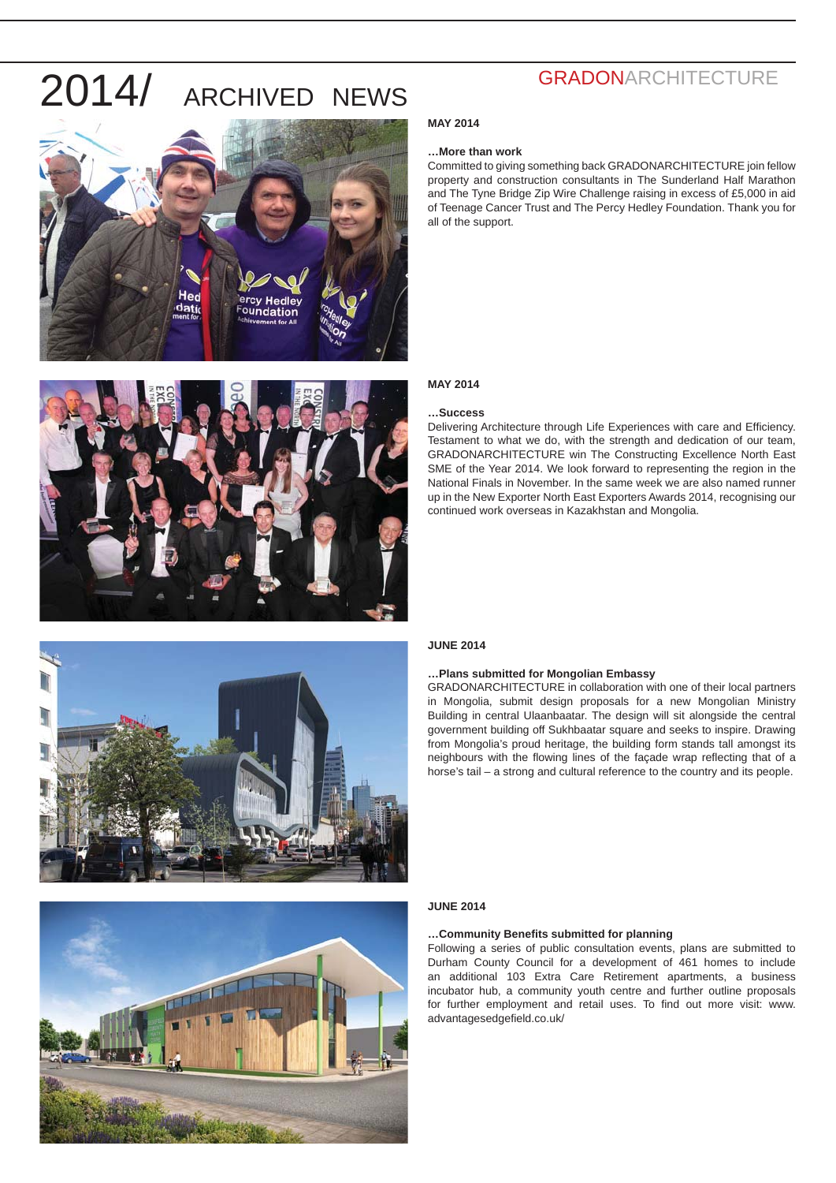# 2014/ ARCHIVED NEWS

GRADONARCHITECTURE

**MAY 2014**

**…More than work**

Committed to giving something back GRADONARCHITECTURE join fellow property and construction consultants in The Sunderland Half Marathon and The Tyne Bridge Zip Wire Challenge raising in excess of £5,000 in aid of Teenage Cancer Trust and The Percy Hedley Foundation. Thank you for all of the support.

**MAY 2014**

**…Success**

Delivering Architecture through Life Experiences with care and Efficiency. Testament to what we do, with the strength and dedication of our team, GRADONARCHITECTURE win The Constructing Excellence North East SME of the Year 2014. We look forward to representing the region in the National Finals in November. In the same week we are also named runner up in the New Exporter North East Exporters Awards 2014, recognising our continued work overseas in Kazakhstan and Mongolia.

**JUNE 2014**

**…Plans submitted for Mongolian Embassy**

GRADONARCHITECTURE in collaboration with one of their local partners in Mongolia, submit design proposals for a new Mongolian Ministry Building in central Ulaanbaatar. The design will sit alongside the central government building off Sukhbaatar square and seeks to inspire. Drawing from Mongolia's proud heritage, the building form stands tall amongst its neighbours with the flowing lines of the façade wrap reflecting that of a horse's tail – a strong and cultural reference to the country and its people.

**JUNE 2014**

**…Community Benefits submitted for planning**

Following a series of public consultation events, plans are submitted to Durham County Council for a development of 461 homes to include an additional 103 Extra Care Retirement apartments, a business incubator hub, a community youth centre and further outline proposals for further employment and retail uses. To find out more visit: www.advantagesedgefield.co.uk/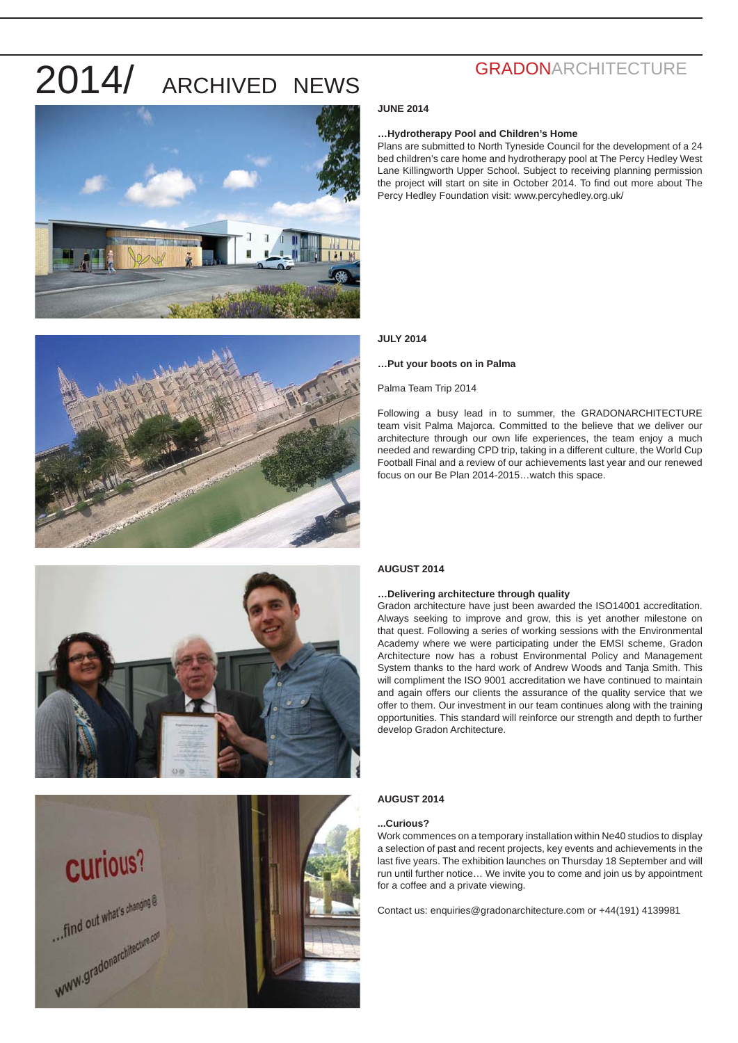# 2014/ ARCHIVED NEWS

GRADONARCHITECTURE

**JUNE 2014**

**…Hydrotherapy Pool and Children's Home**

Plans are submitted to North Tyneside Council for the development of a 24 bed children's care home and hydrotherapy pool at The Percy Hedley West Lane Killingworth Upper School. Subject to receiving planning permission the project will start on site in October 2014. To find out more about The Percy Hedley Foundation visit: www.percyhedley.org.uk/

**JULY 2014**

**…Put your boots on in Palma**

Palma Team Trip 2014

Following a busy lead in to summer, the GRADONARCHITECTURE team visit Palma Majorca. Committed to the believe that we deliver our architecture through our own life experiences, the team enjoy a much needed and rewarding CPD trip, taking in a different culture, the World Cup Football Final and a review of our achievements last year and our renewed focus on our Be Plan 2014-2015…watch this space.

**AUGUST 2014**

**…Delivering architecture through quality**

Gradon architecture have just been awarded the ISO14001 accreditation. Always seeking to improve and grow, this is yet another milestone on that quest. Following a series of working sessions with the Environmental Academy where we were participating under the EMSI scheme, Gradon Architecture now has a robust Environmental Policy and Management System thanks to the hard work of Andrew Woods and Tanja Smith. This will compliment the ISO 9001 accreditation we have continued to maintain and again offers our clients the assurance of the quality service that we offer to them. Our investment in our team continues along with the training opportunities. This standard will reinforce our strength and depth to further develop Gradon Architecture.

**AUGUST 2014**

**...Curious?**

Work commences on a temporary installation within Ne40 studios to display a selection of past and recent projects, key events and achievements in the last five years. The exhibition launches on Thursday 18 September and will run until further notice… We invite you to come and join us by appointment for a coffee and a private viewing.

Contact us: enquiries@gradonarchitecture.com or +44(191) 4139981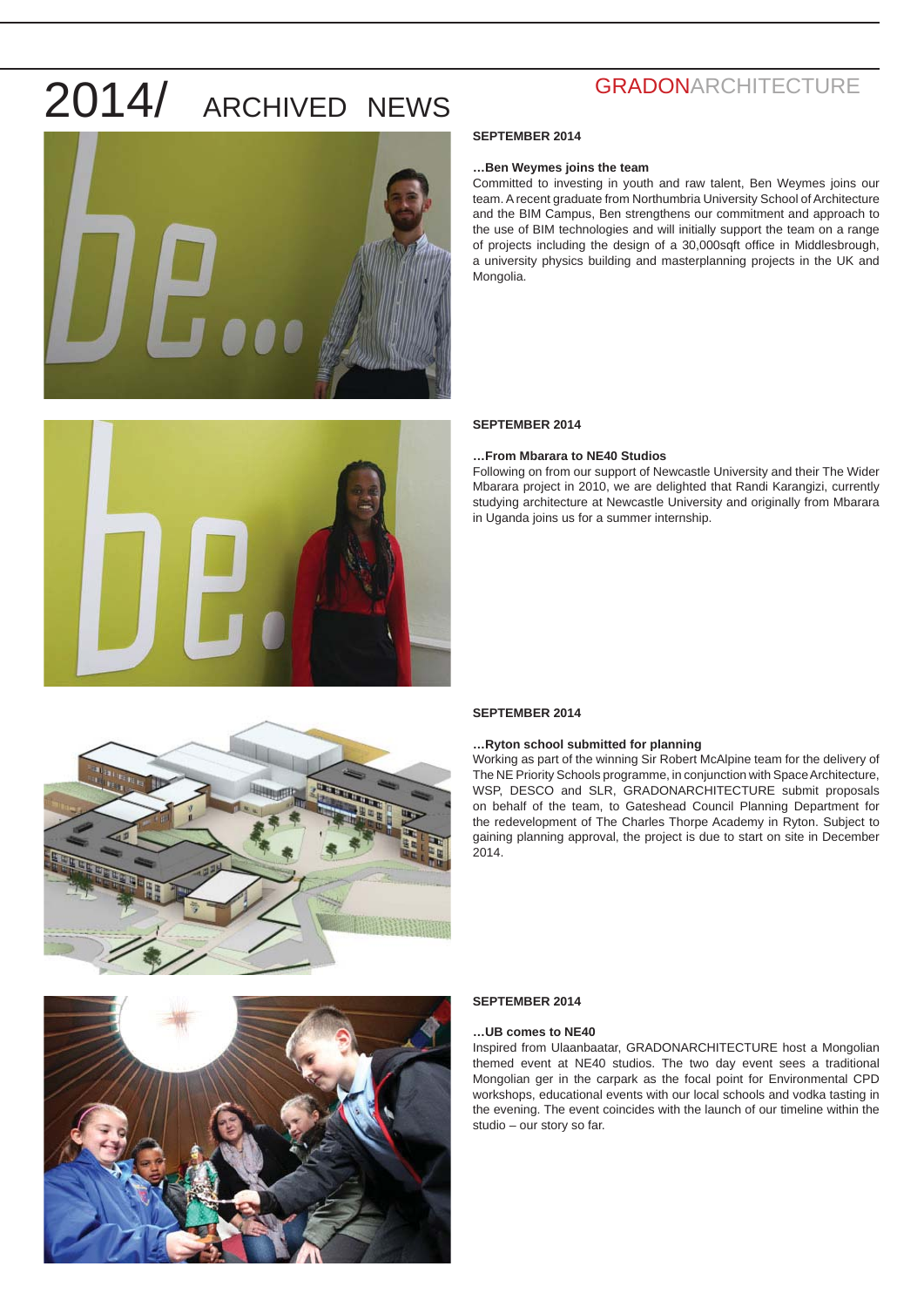# 2014/ ARCHIVED NEWS

GRADONARCHITECTURE

**SEPTEMBER 2014**

**…Ben Weymes joins the team**

Committed to investing in youth and raw talent, Ben Weymes joins our team. A recent graduate from Northumbria University School of Architecture and the BIM Campus, Ben strengthens our commitment and approach to the use of BIM technologies and will initially support the team on a range of projects including the design of a 30,000sqft office in Middlesbrough, a university physics building and masterplanning projects in the UK and Mongolia.

**SEPTEMBER 2014**

**…From Mbarara to NE40 Studios**

Following on from our support of Newcastle University and their The Wider Mbarara project in 2010, we are delighted that Randi Karangizi, currently studying architecture at Newcastle University and originally from Mbarara in Uganda joins us for a summer internship.

**SEPTEMBER 2014**

**…Ryton school submitted for planning**

Working as part of the winning Sir Robert McAlpine team for the delivery of The NE Priority Schools programme, in conjunction with Space Architecture, WSP, DESCO and SLR, GRADONARCHITECTURE submit proposals on behalf of the team, to Gateshead Council Planning Department for the redevelopment of The Charles Thorpe Academy in Ryton. Subject to gaining planning approval, the project is due to start on site in December 2014.

**SEPTEMBER 2014**

**…UB comes to NE40**

Inspired from Ulaanbaatar, GRADONARCHITECTURE host a Mongolian themed event at NE40 studios. The two day event sees a traditional Mongolian ger in the carpark as the focal point for Environmental CPD workshops, educational events with our local schools and vodka tasting in the evening. The event coincides with the launch of our timeline within the studio – our story so far.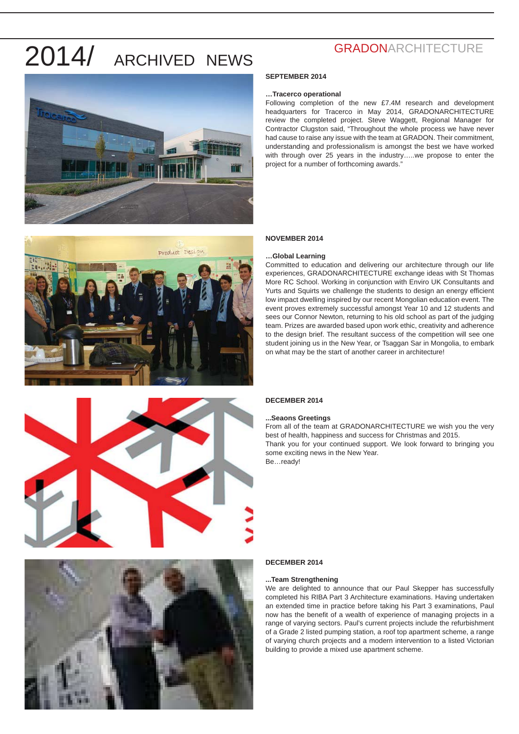# 2014/ ARCHIVED NEWS

GRADONARCHITECTURE

## SEPTEMBER 2014

### …Tracerco operational

Following completion of the new £7.4M research and development headquarters for Tracerco in May 2014, GRADONARCHITECTURE review the completed project. Steve Waggett, Regional Manager for Contractor Clugston said, "Throughout the whole process we have never had cause to raise any issue with the team at GRADON. Their commitment, understanding and professionalism is amongst the best we have worked with through over 25 years in the industry…..we propose to enter the project for a number of forthcoming awards."

## NOVEMBER 2014

### …Global Learning

Committed to education and delivering our architecture through our life experiences, GRADONARCHITECTURE exchange ideas with St Thomas More RC School. Working in conjunction with Enviro UK Consultants and Yurts and Squirts we challenge the students to design an energy efficient low impact dwelling inspired by our recent Mongolian education event. The event proves extremely successful amongst Year 10 and 12 students and sees our Connor Newton, returning to his old school as part of the judging team. Prizes are awarded based upon work ethic, creativity and adherence to the design brief. The resultant success of the competition will see one student joining us in the New Year, or Tsaggan Sar in Mongolia, to embark on what may be the start of another career in architecture!

## DECEMBER 2014

### ...Seaons Greetings

From all of the team at GRADONARCHITECTURE we wish you the very best of health, happiness and success for Christmas and 2015.
Thank you for your continued support. We look forward to bringing you some exciting news in the New Year.
Be…ready!

## DECEMBER 2014

### ...Team Strengthening

We are delighted to announce that our Paul Skepper has successfully completed his RIBA Part 3 Architecture examinations. Having undertaken an extended time in practice before taking his Part 3 examinations, Paul now has the benefit of a wealth of experience of managing projects in a range of varying sectors. Paul's current projects include the refurbishment of a Grade 2 listed pumping station, a roof top apartment scheme, a range of varying church projects and a modern intervention to a listed Victorian building to provide a mixed use apartment scheme.